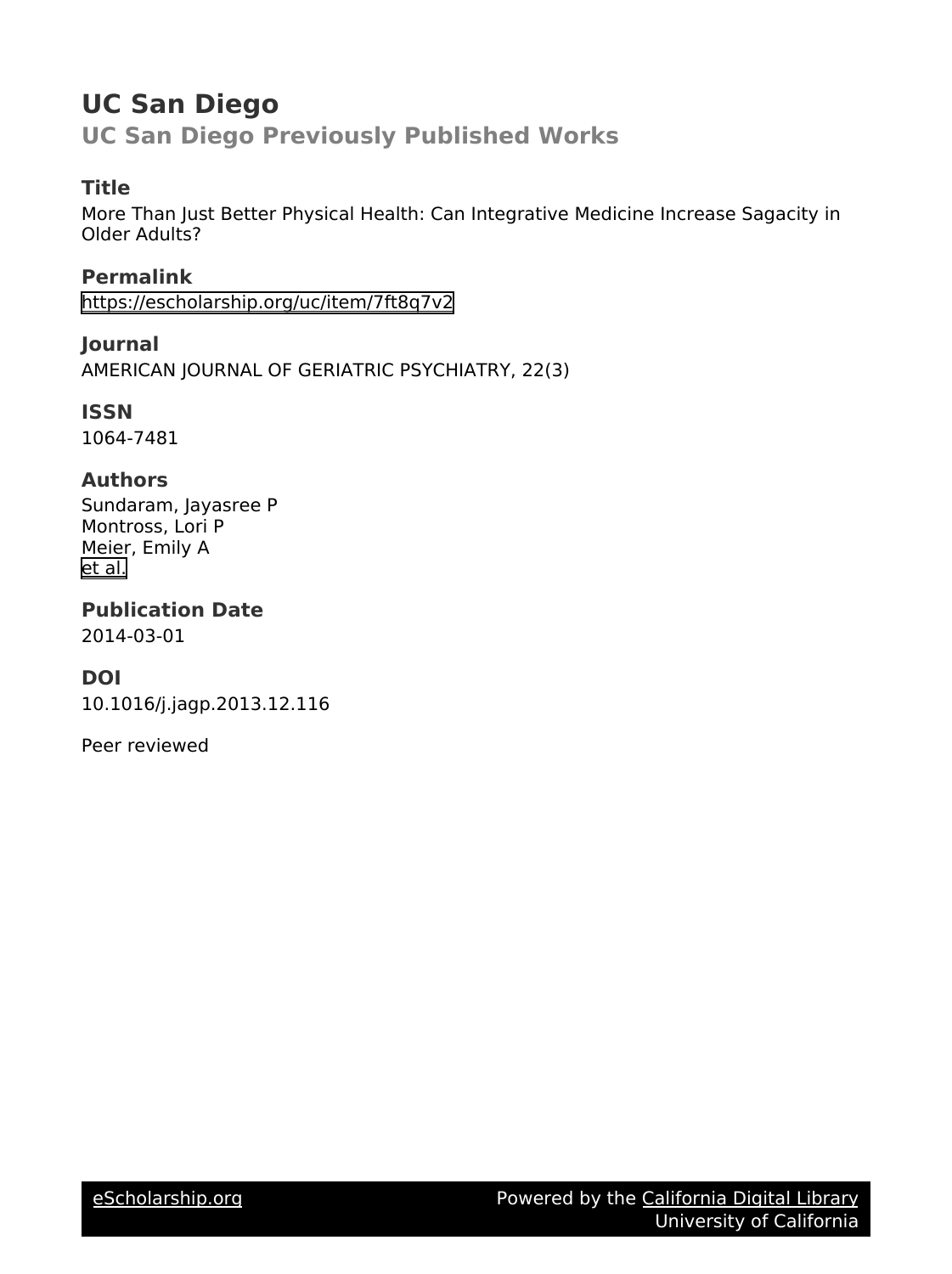# UC San Diego

## UC San Diego Previously Published Works

### Title

More Than Just Better Physical Health: Can Integrative Medicine Increase Sagacity in Older Adults?

### Permalink

https://escholarship.org/uc/item/7ft8q7v2

### Journal

AMERICAN JOURNAL OF GERIATRIC PSYCHIATRY, 22(3)

### ISSN

1064-7481

### Authors

Sundaram, Jayasree P  
Montross, Lori P  
Meier, Emily A  
et al.

### Publication Date

2014-03-01

### DOI

10.1016/j.jagp.2013.12.116

Peer reviewed

eScholarship.org Powered by the California Digital Library University of California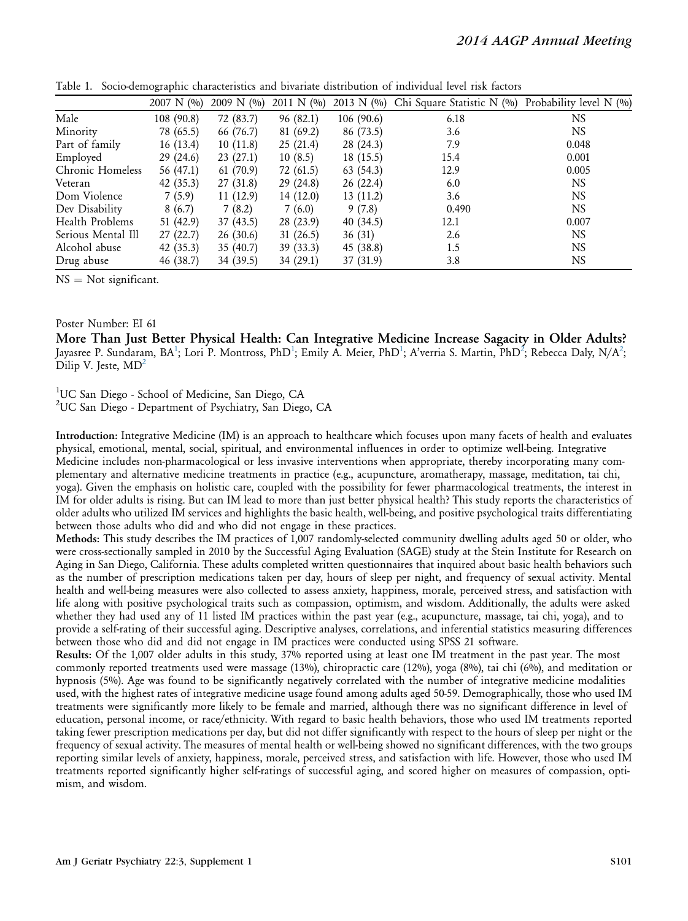Table 1. Socio-demographic characteristics and bivariate distribution of individual level risk factors

| | 2007 N (%) | 2009 N (%) | 2011 N (%) | 2013 N (%) | Chi Square Statistic N (%) | Probability level N (%) |
|---|---|---|---|---|---|---|
| Male | 108 (90.8) | 72 (83.7) | 96 (82.1) | 106 (90.6) | 6.18 | NS |
| Minority | 78 (65.5) | 66 (76.7) | 81 (69.2) | 86 (73.5) | 3.6 | NS |
| Part of family | 16 (13.4) | 10 (11.8) | 25 (21.4) | 28 (24.3) | 7.9 | 0.048 |
| Employed | 29 (24.6) | 23 (27.1) | 10 (8.5) | 18 (15.5) | 15.4 | 0.001 |
| Chronic Homeless | 56 (47.1) | 61 (70.9) | 72 (61.5) | 63 (54.3) | 12.9 | 0.005 |
| Veteran | 42 (35.3) | 27 (31.8) | 29 (24.8) | 26 (22.4) | 6.0 | NS |
| Dom Violence | 7 (5.9) | 11 (12.9) | 14 (12.0) | 13 (11.2) | 3.6 | NS |
| Dev Disability | 8 (6.7) | 7 (8.2) | 7 (6.0) | 9 (7.8) | 0.490 | NS |
| Health Problems | 51 (42.9) | 37 (43.5) | 28 (23.9) | 40 (34.5) | 12.1 | 0.007 |
| Serious Mental Ill | 27 (22.7) | 26 (30.6) | 31 (26.5) | 36 (31) | 2.6 | NS |
| Alcohol abuse | 42 (35.3) | 35 (40.7) | 39 (33.3) | 45 (38.8) | 1.5 | NS |
| Drug abuse | 46 (38.7) | 34 (39.5) | 34 (29.1) | 37 (31.9) | 3.8 | NS |

NS = Not significant.

Poster Number: EI 61

## More Than Just Better Physical Health: Can Integrative Medicine Increase Sagacity in Older Adults?

Jayasree P. Sundaram, BA[1]; Lori P. Montross, PhD[1]; Emily A. Meier, PhD[1]; A'verria S. Martin, PhD[2]; Rebecca Daly, N/A[2]; Dilip V. Jeste, MD[2]

[1]UC San Diego - School of Medicine, San Diego, CA
[2]UC San Diego - Department of Psychiatry, San Diego, CA

**Introduction:** Integrative Medicine (IM) is an approach to healthcare which focuses upon many facets of health and evaluates physical, emotional, mental, social, spiritual, and environmental influences in order to optimize well-being. Integrative Medicine includes non-pharmacological or less invasive interventions when appropriate, thereby incorporating many complementary and alternative medicine treatments in practice (e.g., acupuncture, aromatherapy, massage, meditation, tai chi, yoga). Given the emphasis on holistic care, coupled with the possibility for fewer pharmacological treatments, the interest in IM for older adults is rising. But can IM lead to more than just better physical health? This study reports the characteristics of older adults who utilized IM services and highlights the basic health, well-being, and positive psychological traits differentiating between those adults who did and who did not engage in these practices.

**Methods:** This study describes the IM practices of 1,007 randomly-selected community dwelling adults aged 50 or older, who were cross-sectionally sampled in 2010 by the Successful Aging Evaluation (SAGE) study at the Stein Institute for Research on Aging in San Diego, California. These adults completed written questionnaires that inquired about basic health behaviors such as the number of prescription medications taken per day, hours of sleep per night, and frequency of sexual activity. Mental health and well-being measures were also collected to assess anxiety, happiness, morale, perceived stress, and satisfaction with life along with positive psychological traits such as compassion, optimism, and wisdom. Additionally, the adults were asked whether they had used any of 11 listed IM practices within the past year (e.g., acupuncture, massage, tai chi, yoga), and to provide a self-rating of their successful aging. Descriptive analyses, correlations, and inferential statistics measuring differences between those who did and did not engage in IM practices were conducted using SPSS 21 software.

**Results:** Of the 1,007 older adults in this study, 37% reported using at least one IM treatment in the past year. The most commonly reported treatments used were massage (13%), chiropractic care (12%), yoga (8%), tai chi (6%), and meditation or hypnosis (5%). Age was found to be significantly negatively correlated with the number of integrative medicine modalities used, with the highest rates of integrative medicine usage found among adults aged 50-59. Demographically, those who used IM treatments were significantly more likely to be female and married, although there was no significant difference in level of education, personal income, or race/ethnicity. With regard to basic health behaviors, those who used IM treatments reported taking fewer prescription medications per day, but did not differ significantly with respect to the hours of sleep per night or the frequency of sexual activity. The measures of mental health or well-being showed no significant differences, with the two groups reporting similar levels of anxiety, happiness, morale, perceived stress, and satisfaction with life. However, those who used IM treatments reported significantly higher self-ratings of successful aging, and scored higher on measures of compassion, optimism, and wisdom.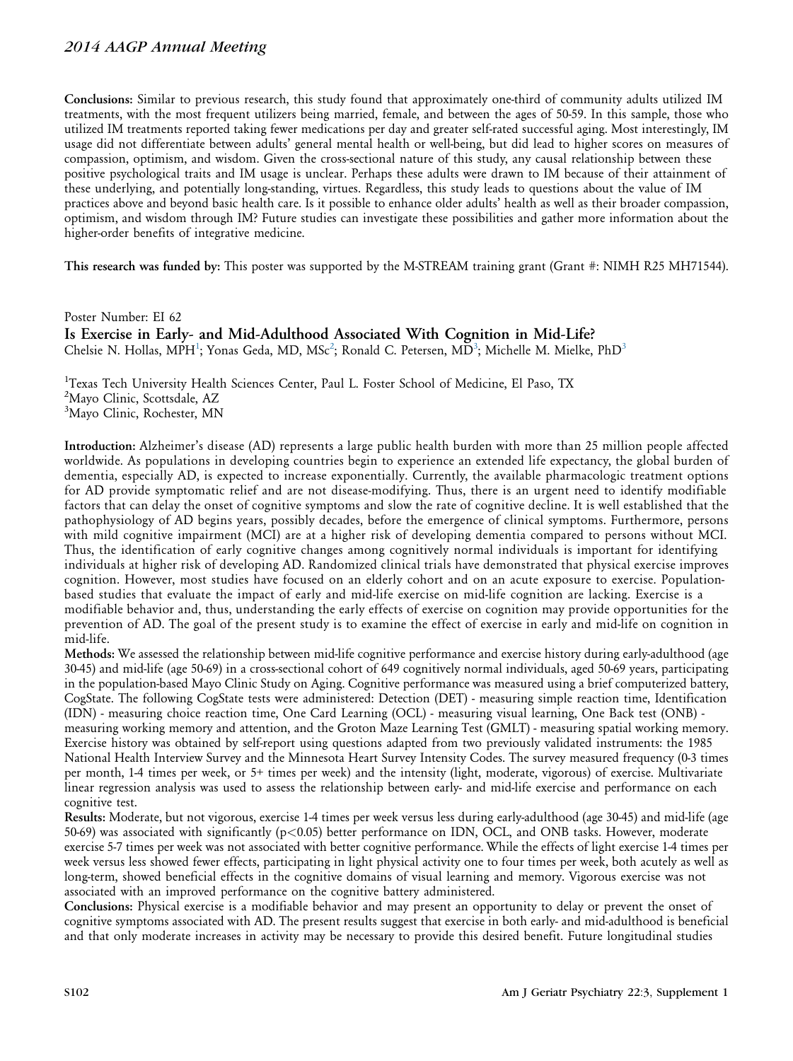**Conclusions:** Similar to previous research, this study found that approximately one-third of community adults utilized IM treatments, with the most frequent utilizers being married, female, and between the ages of 50-59. In this sample, those who utilized IM treatments reported taking fewer medications per day and greater self-rated successful aging. Most interestingly, IM usage did not differentiate between adults' general mental health or well-being, but did lead to higher scores on measures of compassion, optimism, and wisdom. Given the cross-sectional nature of this study, any causal relationship between these positive psychological traits and IM usage is unclear. Perhaps these adults were drawn to IM because of their attainment of these underlying, and potentially long-standing, virtues. Regardless, this study leads to questions about the value of IM practices above and beyond basic health care. Is it possible to enhance older adults' health as well as their broader compassion, optimism, and wisdom through IM? Future studies can investigate these possibilities and gather more information about the higher-order benefits of integrative medicine.

**This research was funded by:** This poster was supported by the M-STREAM training grant (Grant #: NIMH R25 MH71544).

Poster Number: EI 62

## Is Exercise in Early- and Mid-Adulthood Associated With Cognition in Mid-Life?

Chelsie N. Hollas, MPH[1]; Yonas Geda, MD, MSc[2]; Ronald C. Petersen, MD[3]; Michelle M. Mielke, PhD[3]

[1]Texas Tech University Health Sciences Center, Paul L. Foster School of Medicine, El Paso, TX
[2]Mayo Clinic, Scottsdale, AZ
[3]Mayo Clinic, Rochester, MN

**Introduction:** Alzheimer's disease (AD) represents a large public health burden with more than 25 million people affected worldwide. As populations in developing countries begin to experience an extended life expectancy, the global burden of dementia, especially AD, is expected to increase exponentially. Currently, the available pharmacologic treatment options for AD provide symptomatic relief and are not disease-modifying. Thus, there is an urgent need to identify modifiable factors that can delay the onset of cognitive symptoms and slow the rate of cognitive decline. It is well established that the pathophysiology of AD begins years, possibly decades, before the emergence of clinical symptoms. Furthermore, persons with mild cognitive impairment (MCI) are at a higher risk of developing dementia compared to persons without MCI. Thus, the identification of early cognitive changes among cognitively normal individuals is important for identifying individuals at higher risk of developing AD. Randomized clinical trials have demonstrated that physical exercise improves cognition. However, most studies have focused on an elderly cohort and on an acute exposure to exercise. Population-based studies that evaluate the impact of early and mid-life exercise on mid-life cognition are lacking. Exercise is a modifiable behavior and, thus, understanding the early effects of exercise on cognition may provide opportunities for the prevention of AD. The goal of the present study is to examine the effect of exercise in early and mid-life on cognition in mid-life.

**Methods:** We assessed the relationship between mid-life cognitive performance and exercise history during early-adulthood (age 30-45) and mid-life (age 50-69) in a cross-sectional cohort of 649 cognitively normal individuals, aged 50-69 years, participating in the population-based Mayo Clinic Study on Aging. Cognitive performance was measured using a brief computerized battery, CogState. The following CogState tests were administered: Detection (DET) - measuring simple reaction time, Identification (IDN) - measuring choice reaction time, One Card Learning (OCL) - measuring visual learning, One Back test (ONB) - measuring working memory and attention, and the Groton Maze Learning Test (GMLT) - measuring spatial working memory. Exercise history was obtained by self-report using questions adapted from two previously validated instruments: the 1985 National Health Interview Survey and the Minnesota Heart Survey Intensity Codes. The survey measured frequency (0-3 times per month, 1-4 times per week, or 5+ times per week) and the intensity (light, moderate, vigorous) of exercise. Multivariate linear regression analysis was used to assess the relationship between early- and mid-life exercise and performance on each cognitive test.

**Results:** Moderate, but not vigorous, exercise 1-4 times per week versus less during early-adulthood (age 30-45) and mid-life (age 50-69) was associated with significantly ($p<0.05$) better performance on IDN, OCL, and ONB tasks. However, moderate exercise 5-7 times per week was not associated with better cognitive performance. While the effects of light exercise 1-4 times per week versus less showed fewer effects, participating in light physical activity one to four times per week, both acutely as well as long-term, showed beneficial effects in the cognitive domains of visual learning and memory. Vigorous exercise was not associated with an improved performance on the cognitive battery administered.

**Conclusions:** Physical exercise is a modifiable behavior and may present an opportunity to delay or prevent the onset of cognitive symptoms associated with AD. The present results suggest that exercise in both early- and mid-adulthood is beneficial and that only moderate increases in activity may be necessary to provide this desired benefit. Future longitudinal studies